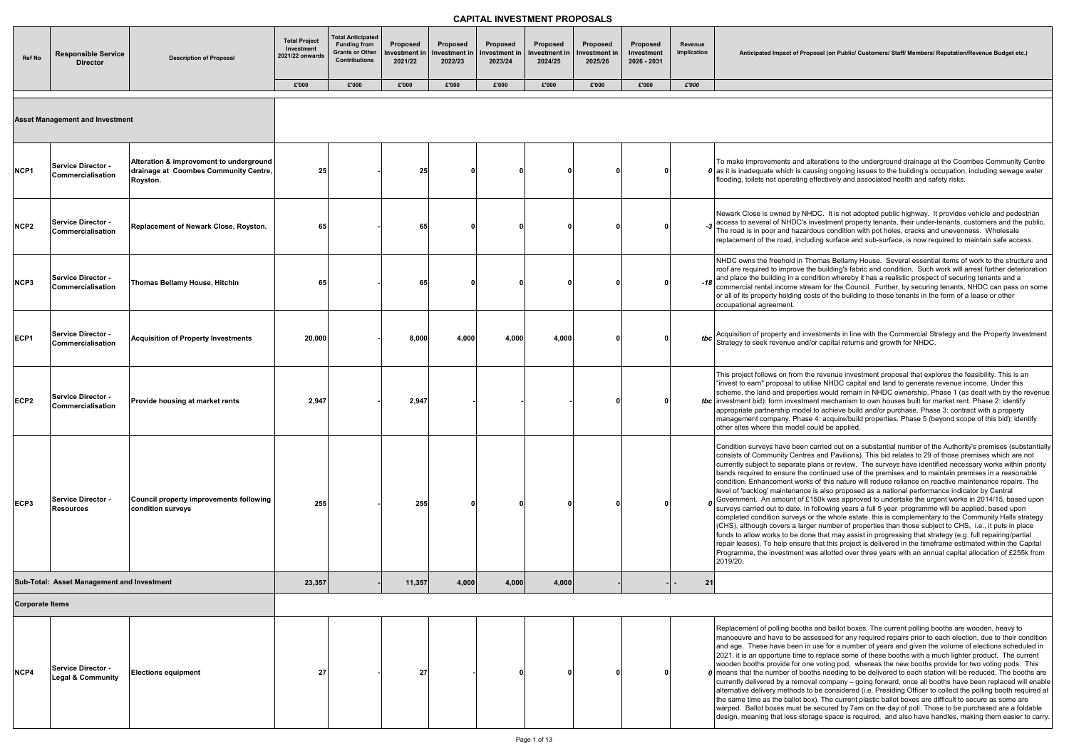# CAPITAL INVESTMENT PROPOSALS

| Ref No | Responsible Service Director | Description of Proposal | Total Project Investment 2021/22 onwards | Total Anticipated Funding from Grants or Other Contributions | Proposed Investment in 2021/22 | Proposed Investment in 2022/23 | Proposed Investment in 2023/24 | Proposed Investment in 2024/25 | Proposed Investment in 2025/26 | Proposed Investment 2026 - 2031 | Revenue Implication | Anticipated Impact of Proposal (on Public/ Customers/ Staff/ Members/ Reputation/Revenue Budget etc.) |
|---|---|---|---|---|---|---|---|---|---|---|---|---|
| | | | £'000 | £'000 | £'000 | £'000 | £'000 | £'000 | £'000 | £'000 | £'000 | |
| **Asset Management and Investment** | | | | | | | | | | | | |
| NCP1 | Service Director - Commercialisation | Alteration & improvement to underground drainage at Coombes Community Centre, Royston. | 25 | - | 25 | 0 | 0 | 0 | 0 | 0 | 0 | To make improvements and alterations to the underground drainage at the Coombes Community Centre as it is inadequate which is causing ongoing issues to the building's occupation, including sewage water flooding, toilets not operating effectively and associated health and safety risks. |
| NCP2 | Service Director - Commercialisation | Replacement of Newark Close, Royston. | 65 | - | 65 | 0 | 0 | 0 | 0 | 0 | -3 | Newark Close is owned by NHDC. It is not adopted public highway. It provides vehicle and pedestrian access to several of NHDC's investment property tenants, their under-tenants, customers and the public. The road is in poor and hazardous condition with pot holes, cracks and unevenness. Wholesale replacement of the road, including surface and sub-surface, is now required to maintain safe access. |
| NCP3 | Service Director - Commercialisation | Thomas Bellamy House, Hitchin | 65 | - | 65 | 0 | 0 | 0 | 0 | 0 | -18 | NHDC owns the freehold in Thomas Bellamy House. Several essential items of work to the structure and roof are required to improve the building's fabric and condition. Such work will arrest further deterioration and place the building in a condition whereby it has a realistic prospect of securing tenants and a commercial rental income stream for the Council. Further, by securing tenants, NHDC can pass on some or all of its property holding costs of the building to those tenants in the form of a lease or other occupational agreement. |
| ECP1 | Service Director - Commercialisation | Acquisition of Property Investments | 20,000 | - | 8,000 | 4,000 | 4,000 | 4,000 | 0 | 0 | tbc | Acquisition of property and investments in line with the Commercial Strategy and the Property Investment Strategy to seek revenue and/or capital returns and growth for NHDC. |
| ECP2 | Service Director - Commercialisation | Provide housing at market rents | 2,947 | - | 2,947 | - | - | - | 0 | 0 | tbc | This project follows on from the revenue investment proposal that explores the feasibility. This is an "invest to earn" proposal to utilise NHDC capital and land to generate revenue income. Under this scheme, the land and properties would remain in NHDC ownership. Phase 1 (as dealt with by the revenue investment bid): form investment mechanism to own houses built for market rent. Phase 2: identify appropriate partnership model to achieve build and/or purchase. Phase 3: contract with a property management company. Phase 4: acquire/build properties. Phase 5 (beyond scope of this bid): identify other sites where this model could be applied. |
| ECP3 | Service Director - Resources | Council property improvements following condition surveys | 255 | - | 255 | 0 | 0 | 0 | 0 | 0 | 0 | Condition surveys have been carried out on a substantial number of the Authority's premises (substantially consists of Community Centres and Pavilions). This bid relates to 29 of those premises which are not currently subject to separate plans or review. The surveys have identified necessary works within priority bands required to ensure the continued use of the premises and to maintain premises in a reasonable condition. Enhancement works of this nature will reduce reliance on reactive maintenance repairs. The level of 'backlog' maintenance is also proposed as a national performance indicator by Central Government. An amount of £150k was approved to undertake the urgent works in 2014/15, based upon surveys carried out to date. In following years a full 5 year programme will be applied, based upon completed condition surveys or the whole estate. this is complementary to the Community Halls strategy (CHS), although covers a larger number of properties than those subject to CHS, i.e., it puts in place funds to allow works to be done that may assist in progressing that strategy (e.g. full repairing/partial repair leases). To help ensure that this project is delivered in the timeframe estimated within the Capital Programme, the investment was allotted over three years with an annual capital allocation of £255k from 2019/20. |
| **Sub-Total: Asset Management and Investment** | | | 23,357 | - | 11,357 | 4,000 | 4,000 | 4,000 | - | - | - 21 | |
| **Corporate Items** | | | | | | | | | | | | |
| NCP4 | Service Director - Legal & Community | Elections equipment | 27 | - | 27 | - | 0 | 0 | 0 | 0 | 0 | Replacement of polling booths and ballot boxes. The current polling booths are wooden, heavy to manoeuvre and have to be assessed for any required repairs prior to each election, due to their condition and age. These have been in use for a number of years and given the volume of elections scheduled in 2021, it is an opportune time to replace some of these booths with a much lighter product. The current wooden booths provide for one voting pod, whereas the new booths provide for two voting pods. This means that the number of booths needing to be delivered to each station will be reduced. The booths are currently delivered by a removal company – going forward, once all booths have been replaced will enable alternative delivery methods to be considered (i.e. Presiding Officer to collect the polling booth required at the same time as the ballot box). The current plastic ballot boxes are difficult to secure as some are warped. Ballot boxes must be secured by 7am on the day of poll. Those to be purchased are a foldable design, meaning that less storage space is required, and also have handles, making them easier to carry. |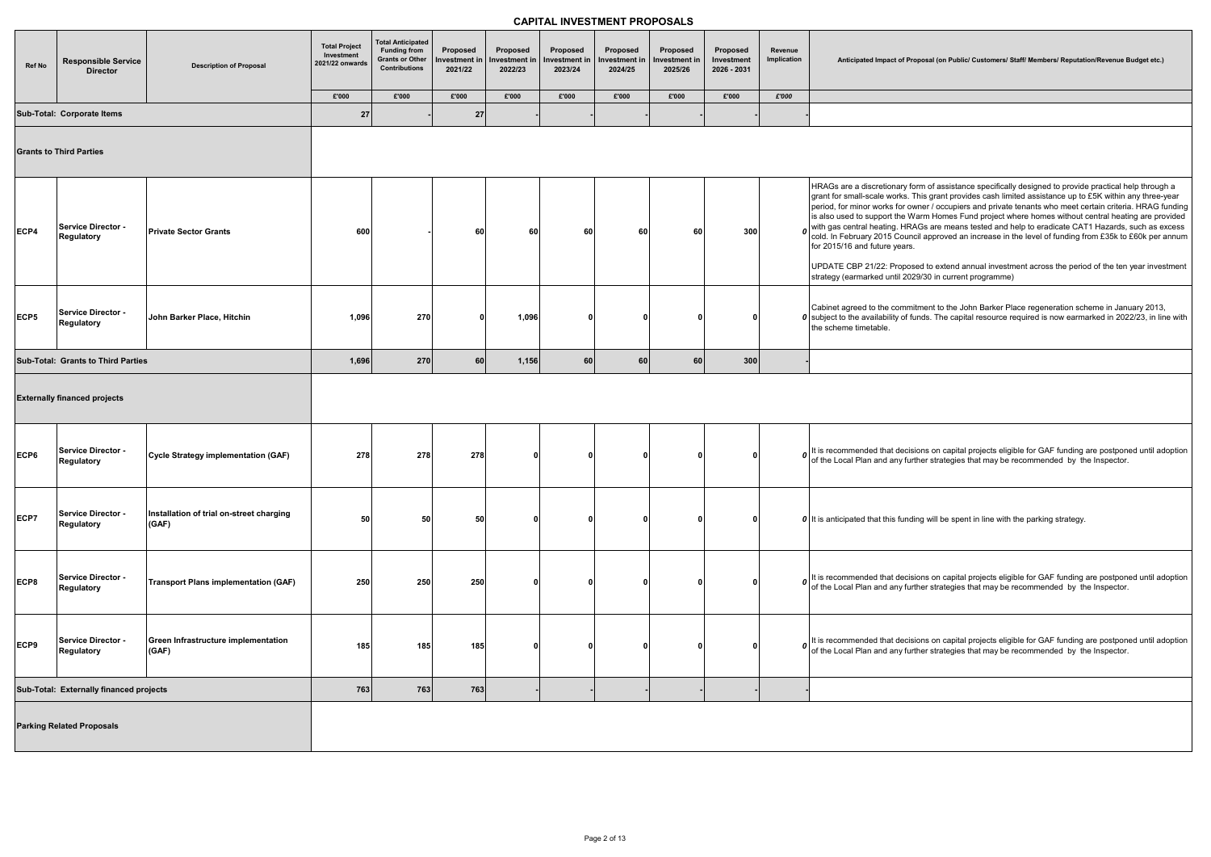# CAPITAL INVESTMENT PROPOSALS

| Ref No | Responsible Service Director | Description of Proposal | Total Project Investment 2021/22 onwards | Total Anticipated Funding from Grants or Other Contributions | Proposed Investment in 2021/22 | Proposed Investment in 2022/23 | Proposed Investment in 2023/24 | Proposed Investment in 2024/25 | Proposed Investment in 2025/26 | Proposed Investment 2026 - 2031 | Revenue Implication | Anticipated Impact of Proposal (on Public/ Customers/ Staff/ Members/ Reputation/Revenue Budget etc.) |
|---|---|---|---|---|---|---|---|---|---|---|---|---|
| | | | £'000 | £'000 | £'000 | £'000 | £'000 | £'000 | £'000 | £'000 | £'000 | |
| **Sub-Total: Corporate Items** | | | **27** | **-** | **27** | **-** | **-** | **-** | **-** | **-** | **-** | |
| **Grants to Third Parties** | | | | | | | | | | | | |
| ECP4 | Service Director - Regulatory | Private Sector Grants | 600 | - | 60 | 60 | 60 | 60 | 60 | 300 | *0* | HRAGs are a discretionary form of assistance specifically designed to provide practical help through a grant for small-scale works. This grant provides cash limited assistance up to £5K within any three-year period, for minor works for owner / occupiers and private tenants who meet certain criteria. HRAG funding is also used to support the Warm Homes Fund project where homes without central heating are provided with gas central heating. HRAGs are means tested and help to eradicate CAT1 Hazards, such as excess cold. In February 2015 Council approved an increase in the level of funding from £35k to £60k per annum for 2015/16 and future years. UPDATE CBP 21/22: Proposed to extend annual investment across the period of the ten year investment strategy (earmarked until 2029/30 in current programme) |
| ECP5 | Service Director - Regulatory | John Barker Place, Hitchin | 1,096 | 270 | 0 | 1,096 | 0 | 0 | 0 | 0 | *0* | Cabinet agreed to the commitment to the John Barker Place regeneration scheme in January 2013, subject to the availability of funds. The capital resource required is now earmarked in 2022/23, in line with the scheme timetable. |
| **Sub-Total: Grants to Third Parties** | | | **1,696** | **270** | **60** | **1,156** | **60** | **60** | **60** | **300** | **-** | |
| **Externally financed projects** | | | | | | | | | | | | |
| ECP6 | Service Director - Regulatory | Cycle Strategy implementation (GAF) | 278 | 278 | 278 | 0 | 0 | 0 | 0 | 0 | *0* | It is recommended that decisions on capital projects eligible for GAF funding are postponed until adoption of the Local Plan and any further strategies that may be recommended by the Inspector. |
| ECP7 | Service Director - Regulatory | Installation of trial on-street charging (GAF) | 50 | 50 | 50 | 0 | 0 | 0 | 0 | 0 | *0* | It is anticipated that this funding will be spent in line with the parking strategy. |
| ECP8 | Service Director - Regulatory | Transport Plans implementation (GAF) | 250 | 250 | 250 | 0 | 0 | 0 | 0 | 0 | *0* | It is recommended that decisions on capital projects eligible for GAF funding are postponed until adoption of the Local Plan and any further strategies that may be recommended by the Inspector. |
| ECP9 | Service Director - Regulatory | Green Infrastructure implementation (GAF) | 185 | 185 | 185 | 0 | 0 | 0 | 0 | 0 | *0* | It is recommended that decisions on capital projects eligible for GAF funding are postponed until adoption of the Local Plan and any further strategies that may be recommended by the Inspector. |
| **Sub-Total: Externally financed projects** | | | **763** | **763** | **763** | **-** | **-** | **-** | **-** | **-** | **-** | |
| **Parking Related Proposals** | | | | | | | | | | | | |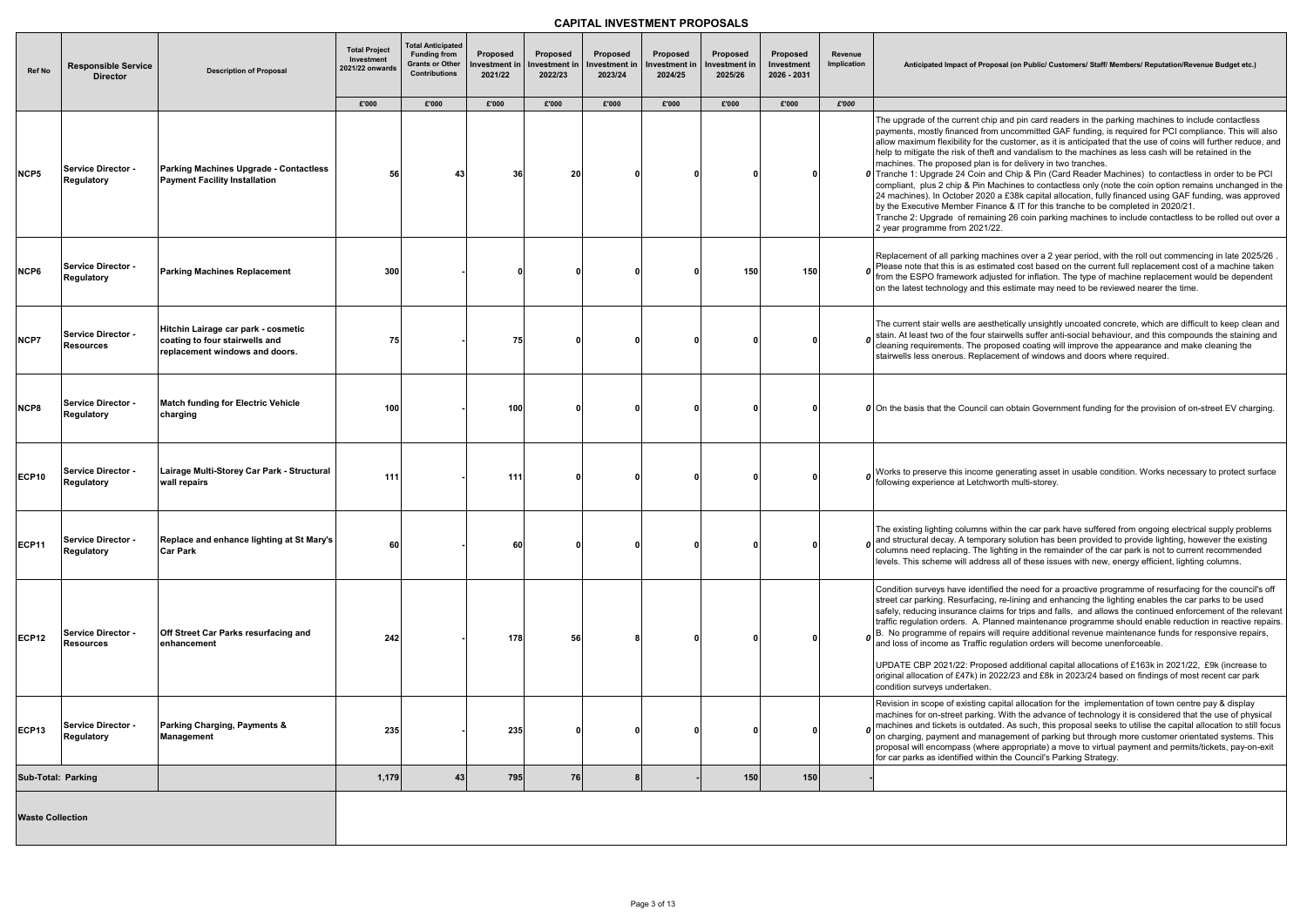# CAPITAL INVESTMENT PROPOSALS

| Ref No | Responsible Service Director | Description of Proposal | Total Project Investment 2021/22 onwards | Total Anticipated Funding from Grants or Other Contributions | Proposed Investment in 2021/22 | Proposed Investment in 2022/23 | Proposed Investment in 2023/24 | Proposed Investment in 2024/25 | Proposed Investment in 2025/26 | Proposed Investment 2026 - 2031 | Revenue Implication | Anticipated Impact of Proposal (on Public/ Customers/ Staff/ Members/ Reputation/Revenue Budget etc.) |
|---|---|---|---|---|---|---|---|---|---|---|---|---|
| | | | £'000 | £'000 | £'000 | £'000 | £'000 | £'000 | £'000 | £'000 | £'000 | |
| NCP5 | Service Director - Regulatory | **Parking Machines Upgrade - Contactless Payment Facility Installation** | 56 | 43 | 36 | 20 | 0 | 0 | 0 | 0 | 0 | The upgrade of the current chip and pin card readers in the parking machines to include contactless payments, mostly financed from uncommitted GAF funding, is required for PCI compliance. This will also allow maximum flexibility for the customer, as it is anticipated that the use of coins will further reduce, and help to mitigate the risk of theft and vandalism to the machines as less cash will be retained in the machines. The proposed plan is for delivery in two tranches. Tranche 1: Upgrade 24 Coin and Chip & Pin (Card Reader Machines) to contactless in order to be PCI compliant, plus 2 chip & Pin Machines to contactless only (note the coin option remains unchanged in the 24 machines). In October 2020 a £38k capital allocation, fully financed using GAF funding, was approved by the Executive Member Finance & IT for this tranche to be completed in 2020/21. Tranche 2: Upgrade of remaining 26 coin parking machines to include contactless to be rolled out over a 2 year programme from 2021/22. |
| NCP6 | Service Director - Regulatory | **Parking Machines Replacement** | 300 | - | 0 | 0 | 0 | 0 | 150 | 150 | 0 | Replacement of all parking machines over a 2 year period, with the roll out commencing in late 2025/26 . Please note that this is as estimated cost based on the current full replacement cost of a machine taken from the ESPO framework adjusted for inflation. The type of machine replacement would be dependent on the latest technology and this estimate may need to be reviewed nearer the time. |
| NCP7 | Service Director - Resources | **Hitchin Lairage car park - cosmetic coating to four stairwells and replacement windows and doors.** | 75 | - | 75 | 0 | 0 | 0 | 0 | 0 | 0 | The current stair wells are aesthetically unsightly uncoated concrete, which are difficult to keep clean and stain. At least two of the four stairwells suffer anti-social behaviour, and this compounds the staining and cleaning requirements. The proposed coating will improve the appearance and make cleaning the stairwells less onerous. Replacement of windows and doors where required. |
| NCP8 | Service Director - Regulatory | **Match funding for Electric Vehicle charging** | 100 | - | 100 | 0 | 0 | 0 | 0 | 0 | 0 | On the basis that the Council can obtain Government funding for the provision of on-street EV charging. |
| ECP10 | Service Director - Regulatory | **Lairage Multi-Storey Car Park - Structural wall repairs** | 111 | - | 111 | 0 | 0 | 0 | 0 | 0 | 0 | Works to preserve this income generating asset in usable condition. Works necessary to protect surface following experience at Letchworth multi-storey. |
| ECP11 | Service Director - Regulatory | **Replace and enhance lighting at St Mary's Car Park** | 60 | - | 60 | 0 | 0 | 0 | 0 | 0 | 0 | The existing lighting columns within the car park have suffered from ongoing electrical supply problems and structural decay. A temporary solution has been provided to provide lighting, however the existing columns need replacing. The lighting in the remainder of the car park is not to current recommended levels. This scheme will address all of these issues with new, energy efficient, lighting columns. |
| ECP12 | Service Director - Resources | **Off Street Car Parks resurfacing and enhancement** | 242 | - | 178 | 56 | 8 | 0 | 0 | 0 | 0 | Condition surveys have identified the need for a proactive programme of resurfacing for the council's off street car parking. Resurfacing, re-lining and enhancing the lighting enables the car parks to be used safely, reducing insurance claims for trips and falls, and allows the continued enforcement of the relevant traffic regulation orders. A. Planned maintenance programme should enable reduction in reactive repairs. B. No programme of repairs will require additional revenue maintenance funds for responsive repairs, and loss of income as Traffic regulation orders will become unenforceable. UPDATE CBP 2021/22: Proposed additional capital allocations of £163k in 2021/22, £9k (increase to original allocation of £47k) in 2022/23 and £8k in 2023/24 based on findings of most recent car park condition surveys undertaken. |
| ECP13 | Service Director - Regulatory | **Parking Charging, Payments & Management** | 235 | - | 235 | 0 | 0 | 0 | 0 | 0 | 0 | Revision in scope of existing capital allocation for the implementation of town centre pay & display machines for on-street parking. With the advance of technology it is considered that the use of physical machines and tickets is outdated. As such, this proposal seeks to utilise the capital allocation to still focus on charging, payment and management of parking but through more customer orientated systems. This proposal will encompass (where appropriate) a move to virtual payment and permits/tickets, pay-on-exit for car parks as identified within the Council's Parking Strategy. |
| **Sub-Total: Parking** | | | **1,179** | **43** | **795** | **76** | **8** | **-** | **150** | **150** | **-** | |
| **Waste Collection** | | | | | | | | | | | | |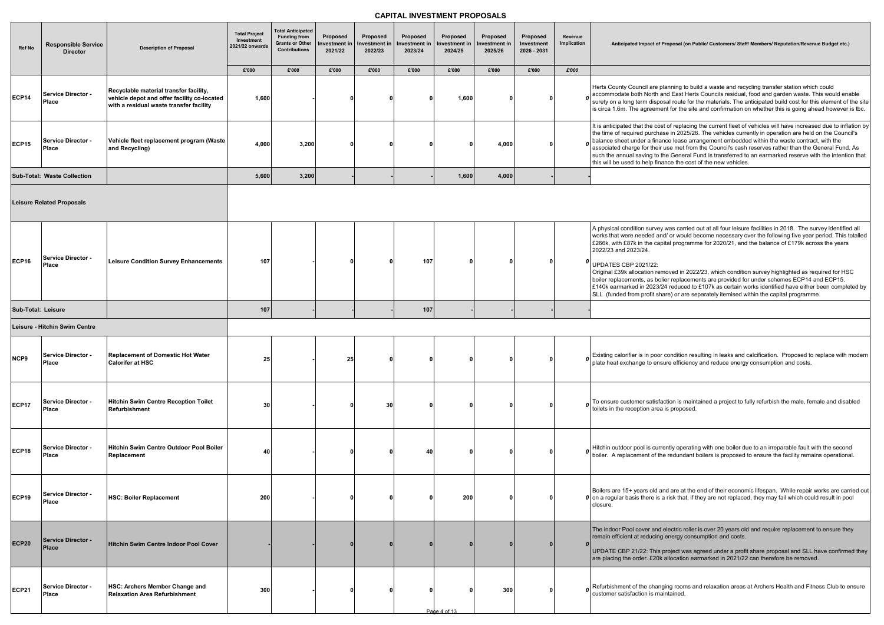# CAPITAL INVESTMENT PROPOSALS

| Ref No | Responsible Service Director | Description of Proposal | Total Project Investment 2021/22 onwards | Total Anticipated Funding from Grants or Other Contributions | Proposed Investment in 2021/22 | Proposed Investment in 2022/23 | Proposed Investment in 2023/24 | Proposed Investment in 2024/25 | Proposed Investment in 2025/26 | Proposed Investment 2026 - 2031 | Revenue Implication | Anticipated Impact of Proposal (on Public/ Customers/ Staff/ Members/ Reputation/Revenue Budget etc.) |
|---|---|---|---|---|---|---|---|---|---|---|---|---|
| | | | £'000 | £'000 | £'000 | £'000 | £'000 | £'000 | £'000 | £'000 | £'000 | |
| ECP14 | Service Director - Place | Recyclable material transfer facility, vehicle depot and offer facility co-located with a residual waste transfer facility | 1,600 | - | 0 | 0 | 0 | 1,600 | 0 | 0 | 0 | Herts County Council are planning to build a waste and recycling transfer station which could accommodate both North and East Herts Councils residual, food and garden waste. This would enable surety on a long term disposal route for the materials. The anticipated build cost for this element of the site is circa 1.6m. The agreement for the site and confirmation on whether this is going ahead however is tbc. |
| ECP15 | Service Director - Place | Vehicle fleet replacement program (Waste and Recycling) | 4,000 | 3,200 | 0 | 0 | 0 | 0 | 4,000 | 0 | 0 | It is anticipated that the cost of replacing the current fleet of vehicles will have increased due to inflation by the time of required purchase in 2025/26. The vehicles currently in operation are held on the Council's balance sheet under a finance lease arrangement embedded within the waste contract, with the associated charge for their use met from the Council's cash reserves rather than the General Fund. As such the annual saving to the General Fund is transferred to an earmarked reserve with the intention that this will be used to help finance the cost of the new vehicles. |
| **Sub-Total: Waste Collection** | | | 5,600 | 3,200 | - | - | - | 1,600 | 4,000 | - | - | |
| **Leisure Related Proposals** | | | | | | | | | | | | |
| ECP16 | Service Director - Place | Leisure Condition Survey Enhancements | 107 | - | 0 | 0 | 107 | 0 | 0 | 0 | 0 | A physical condition survey was carried out at all four leisure facilities in 2018. The survey identified all works that were needed and/ or would become necessary over the following five year period. This totalled £266k, with £87k in the capital programme for 2020/21, and the balance of £179k across the years 2022/23 and 2023/24.<br><br>UPDATES CBP 2021/22:<br>Original £39k allocation removed in 2022/23, which condition survey highlighted as required for HSC boiler replacements, as bolier replacements are provided for under schemes ECP14 and ECP15.<br>£140k earmarked in 2023/24 reduced to £107k as certain works identified have either been completed by SLL (funded from profit share) or are separately itemised within the capital programme. |
| **Sub-Total: Leisure** | | | 107 | - | - | - | 107 | - | - | - | - | |
| **Leisure - Hitchin Swim Centre** | | | | | | | | | | | | |
| NCP9 | Service Director - Place | Replacement of Domestic Hot Water Calorifer at HSC | 25 | - | 25 | 0 | 0 | 0 | 0 | 0 | 0 | Existing calorifier is in poor condition resulting in leaks and calcification. Proposed to replace with modern plate heat exchange to ensure efficiency and reduce energy consumption and costs. |
| ECP17 | Service Director - Place | Hitchin Swim Centre Reception Toilet Refurbishment | 30 | - | 0 | 30 | 0 | 0 | 0 | 0 | 0 | To ensure customer satisfaction is maintained a project to fully refurbish the male, female and disabled toilets in the reception area is proposed. |
| ECP18 | Service Director - Place | Hitchin Swim Centre Outdoor Pool Boiler Replacement | 40 | - | 0 | 0 | 40 | 0 | 0 | 0 | 0 | Hitchin outdoor pool is currently operating with one boiler due to an irreparable fault with the second boiler. A replacement of the redundant boilers is proposed to ensure the facility remains operational. |
| ECP19 | Service Director - Place | HSC: Boiler Replacement | 200 | - | 0 | 0 | 0 | 200 | 0 | 0 | 0 | Boilers are 15+ years old and are at the end of their economic lifespan. While repair works are carried out on a regular basis there is a risk that, if they are not replaced, they may fail which could result in pool closure. |
| ECP20 | Service Director - Place | Hitchin Swim Centre Indoor Pool Cover | - | - | 0 | 0 | 0 | 0 | 0 | 0 | 0 | The indoor Pool cover and electric roller is over 20 years old and require replacement to ensure they remain efficient at reducing energy consumption and costs.<br><br>UPDATE CBP 21/22: This project was agreed under a profit share proposal and SLL have confirmed they are placing the order. £20k allocation earmarked in 2021/22 can therefore be removed. |
| ECP21 | Service Director - Place | HSC: Archers Member Change and Relaxation Area Refurbishment | 300 | - | 0 | 0 | 0 | 0 | 300 | 0 | 0 | Refurbishment of the changing rooms and relaxation areas at Archers Health and Fitness Club to ensure customer satisfaction is maintained. |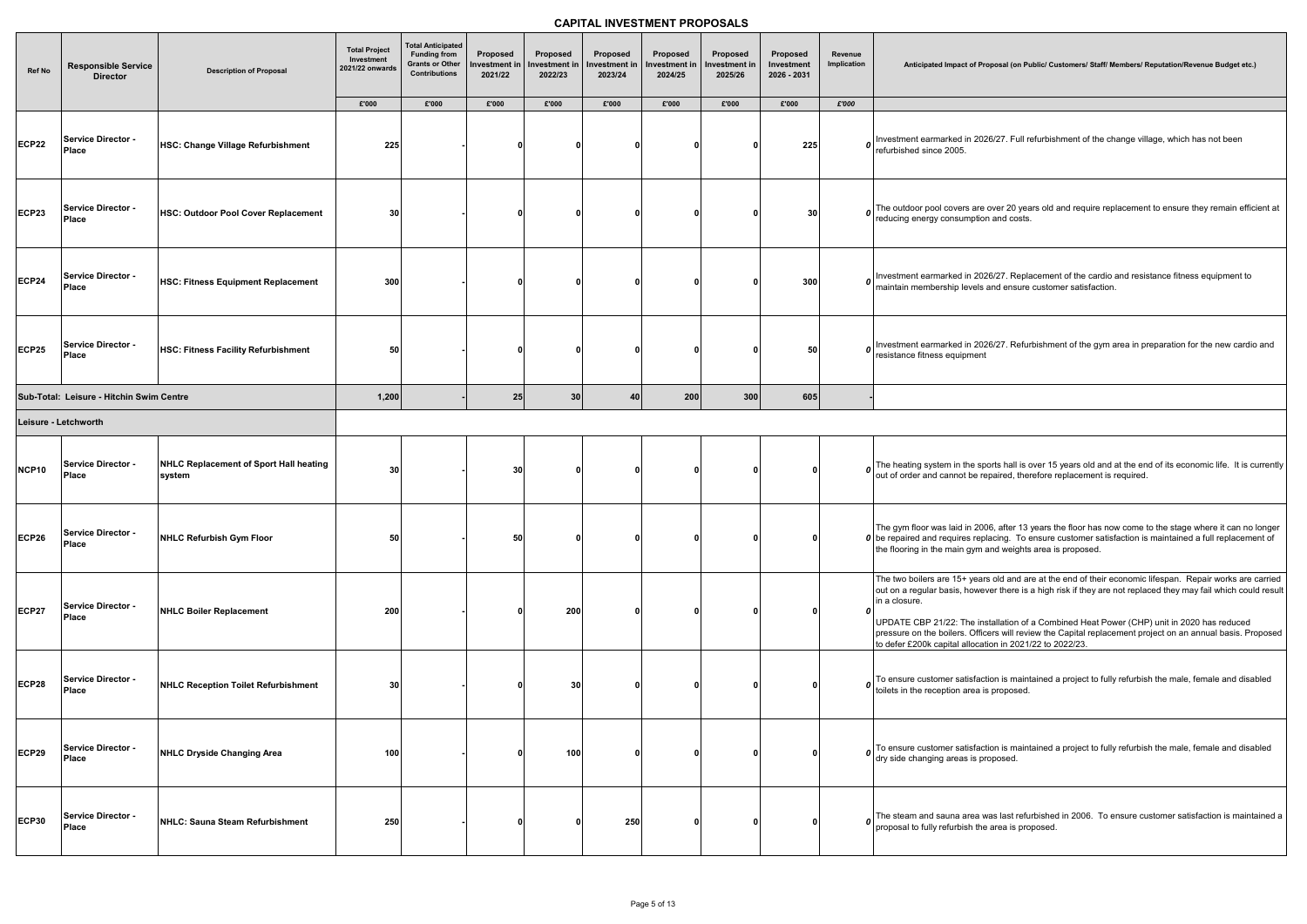# CAPITAL INVESTMENT PROPOSALS

| Ref No | Responsible Service Director | Description of Proposal | Total Project Investment 2021/22 onwards | Total Anticipated Funding from Grants or Other Contributions | Proposed Investment in 2021/22 | Proposed Investment in 2022/23 | Proposed Investment in 2023/24 | Proposed Investment in 2024/25 | Proposed Investment in 2025/26 | Proposed Investment 2026 - 2031 | Revenue Implication | Anticipated Impact of Proposal (on Public/ Customers/ Staff/ Members/ Reputation/Revenue Budget etc.) |
|---|---|---|---|---|---|---|---|---|---|---|---|---|
| | | | £'000 | £'000 | £'000 | £'000 | £'000 | £'000 | £'000 | £'000 | £'000 | |
| ECP22 | Service Director - Place | HSC: Change Village Refurbishment | 225 | - | 0 | 0 | 0 | 0 | 0 | 225 | 0 | Investment earmarked in 2026/27. Full refurbishment of the change village, which has not been refurbished since 2005. |
| ECP23 | Service Director - Place | HSC: Outdoor Pool Cover Replacement | 30 | - | 0 | 0 | 0 | 0 | 0 | 30 | 0 | The outdoor pool covers are over 20 years old and require replacement to ensure they remain efficient at reducing energy consumption and costs. |
| ECP24 | Service Director - Place | HSC: Fitness Equipment Replacement | 300 | - | 0 | 0 | 0 | 0 | 0 | 300 | 0 | Investment earmarked in 2026/27. Replacement of the cardio and resistance fitness equipment to maintain membership levels and ensure customer satisfaction. |
| ECP25 | Service Director - Place | HSC: Fitness Facility Refurbishment | 50 | - | 0 | 0 | 0 | 0 | 0 | 50 | 0 | Investment earmarked in 2026/27. Refurbishment of the gym area in preparation for the new cardio and resistance fitness equipment |
| **Sub-Total: Leisure - Hitchin Swim Centre** | | | **1,200** | **-** | **25** | **30** | **40** | **200** | **300** | **605** | **-** | |
| **Leisure - Letchworth** | | | | | | | | | | | | |
| NCP10 | Service Director - Place | NHLC Replacement of Sport Hall heating system | 30 | - | 30 | 0 | 0 | 0 | 0 | 0 | 0 | The heating system in the sports hall is over 15 years old and at the end of its economic life. It is currently out of order and cannot be repaired, therefore replacement is required. |
| ECP26 | Service Director - Place | NHLC Refurbish Gym Floor | 50 | - | 50 | 0 | 0 | 0 | 0 | 0 | 0 | The gym floor was laid in 2006, after 13 years the floor has now come to the stage where it can no longer be repaired and requires replacing. To ensure customer satisfaction is maintained a full replacement of the flooring in the main gym and weights area is proposed. |
| ECP27 | Service Director - Place | NHLC Boiler Replacement | 200 | - | 0 | 200 | 0 | 0 | 0 | 0 | 0 | The two boilers are 15+ years old and are at the end of their economic lifespan. Repair works are carried out on a regular basis, however there is a high risk if they are not replaced they may fail which could result in a closure.<br><br>UPDATE CBP 21/22: The installation of a Combined Heat Power (CHP) unit in 2020 has reduced pressure on the boilers. Officers will review the Capital replacement project on an annual basis. Proposed to defer £200k capital allocation in 2021/22 to 2022/23. |
| ECP28 | Service Director - Place | NHLC Reception Toilet Refurbishment | 30 | - | 0 | 30 | 0 | 0 | 0 | 0 | 0 | To ensure customer satisfaction is maintained a project to fully refurbish the male, female and disabled toilets in the reception area is proposed. |
| ECP29 | Service Director - Place | NHLC Dryside Changing Area | 100 | - | 0 | 100 | 0 | 0 | 0 | 0 | 0 | To ensure customer satisfaction is maintained a project to fully refurbish the male, female and disabled dry side changing areas is proposed. |
| ECP30 | Service Director - Place | NHLC: Sauna Steam Refurbishment | 250 | - | 0 | 0 | 250 | 0 | 0 | 0 | 0 | The steam and sauna area was last refurbished in 2006. To ensure customer satisfaction is maintained a proposal to fully refurbish the area is proposed. |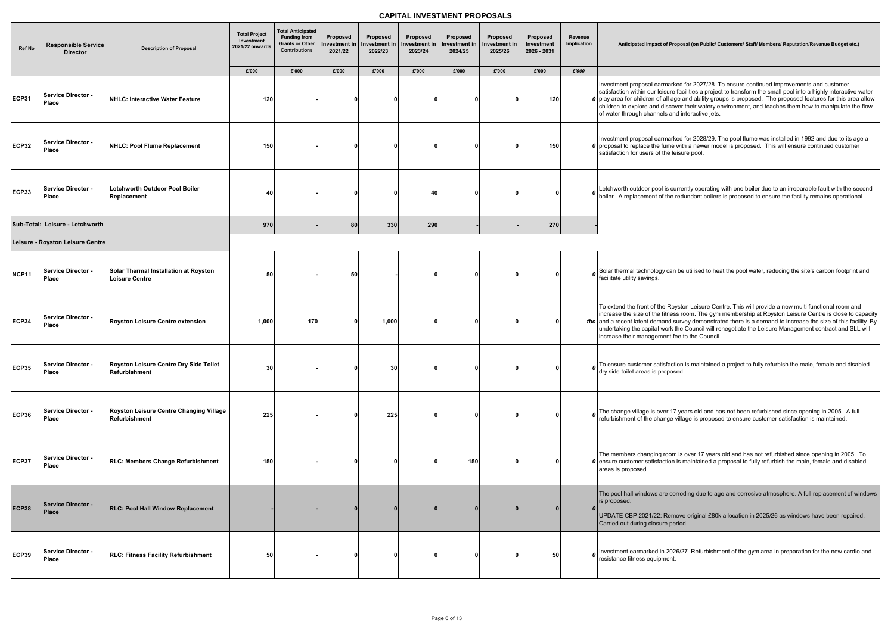# CAPITAL INVESTMENT PROPOSALS

| Ref No | Responsible Service Director | Description of Proposal | Total Project Investment 2021/22 onwards | Total Anticipated Funding from Grants or Other Contributions | Proposed Investment in 2021/22 | Proposed Investment in 2022/23 | Proposed Investment in 2023/24 | Proposed Investment in 2024/25 | Proposed Investment in 2025/26 | Proposed Investment 2026 - 2031 | Revenue Implication | Anticipated Impact of Proposal (on Public/ Customers/ Staff/ Members/ Reputation/Revenue Budget etc.) |
|---|---|---|---|---|---|---|---|---|---|---|---|---|
| | | | £'000 | £'000 | £'000 | £'000 | £'000 | £'000 | £'000 | £'000 | £'000 | |
| ECP31 | Service Director - Place | NHLC: Interactive Water Feature | 120 | - | 0 | 0 | 0 | 0 | 0 | 120 | 0 | Investment proposal earmarked for 2027/28. To ensure continued improvements and customer satisfaction within our leisure facilities a project to transform the small pool into a highly interactive water play area for children of all age and ability groups is proposed. The proposed features for this area allow children to explore and discover their watery environment, and teaches them how to manipulate the flow of water through channels and interactive jets. |
| ECP32 | Service Director - Place | NHLC: Pool Flume Replacement | 150 | - | 0 | 0 | 0 | 0 | 0 | 150 | 0 | Investment proposal earmarked for 2028/29. The pool flume was installed in 1992 and due to its age a proposal to replace the fume with a newer model is proposed. This will ensure continued customer satisfaction for users of the leisure pool. |
| ECP33 | Service Director - Place | Letchworth Outdoor Pool Boiler Replacement | 40 | - | 0 | 0 | 40 | 0 | 0 | 0 | 0 | Letchworth outdoor pool is currently operating with one boiler due to an irreparable fault with the second boiler. A replacement of the redundant boilers is proposed to ensure the facility remains operational. |
| Sub-Total: Leisure - Letchworth | | | 970 | - | 80 | 330 | 290 | - | - | 270 | - | |
| Leisure - Royston Leisure Centre | | | | | | | | | | | | |
| NCP11 | Service Director - Place | Solar Thermal Installation at Royston Leisure Centre | 50 | - | 50 | - | 0 | 0 | 0 | 0 | 0 | Solar thermal technology can be utilised to heat the pool water, reducing the site's carbon footprint and facilitate utility savings. |
| ECP34 | Service Director - Place | Royston Leisure Centre extension | 1,000 | 170 | 0 | 1,000 | 0 | 0 | 0 | 0 | tbc | To extend the front of the Royston Leisure Centre. This will provide a new multi functional room and increase the size of the fitness room. The gym membership at Royston Leisure Centre is close to capacity and a recent latent demand survey demonstrated there is a demand to increase the size of this facility. By undertaking the capital work the Council will renegotiate the Leisure Management contract and SLL will increase their management fee to the Council. |
| ECP35 | Service Director - Place | Royston Leisure Centre Dry Side Toilet Refurbishment | 30 | - | 0 | 30 | 0 | 0 | 0 | 0 | 0 | To ensure customer satisfaction is maintained a project to fully refurbish the male, female and disabled dry side toilet areas is proposed. |
| ECP36 | Service Director - Place | Royston Leisure Centre Changing Village Refurbishment | 225 | - | 0 | 225 | 0 | 0 | 0 | 0 | 0 | The change village is over 17 years old and has not been refurbished since opening in 2005. A full refurbishment of the change village is proposed to ensure customer satisfaction is maintained. |
| ECP37 | Service Director - Place | RLC: Members Change Refurbishment | 150 | - | 0 | 0 | 0 | 150 | 0 | 0 | 0 | The members changing room is over 17 years old and has not refurbished since opening in 2005. To ensure customer satisfaction is maintained a proposal to fully refurbish the male, female and disabled areas is proposed. |
| ECP38 | Service Director - Place | RLC: Pool Hall Window Replacement | - | - | 0 | 0 | 0 | 0 | 0 | 0 | 0 | The pool hall windows are corroding due to age and corrosive atmosphere. A full replacement of windows is proposed.<br><br>UPDATE CBP 2021/22: Remove original £80k allocation in 2025/26 as windows have been repaired. Carried out during closure period. |
| ECP39 | Service Director - Place | RLC: Fitness Facility Refurbishment | 50 | - | 0 | 0 | 0 | 0 | 0 | 50 | 0 | Investment earmarked in 2026/27. Refurbishment of the gym area in preparation for the new cardio and resistance fitness equipment. |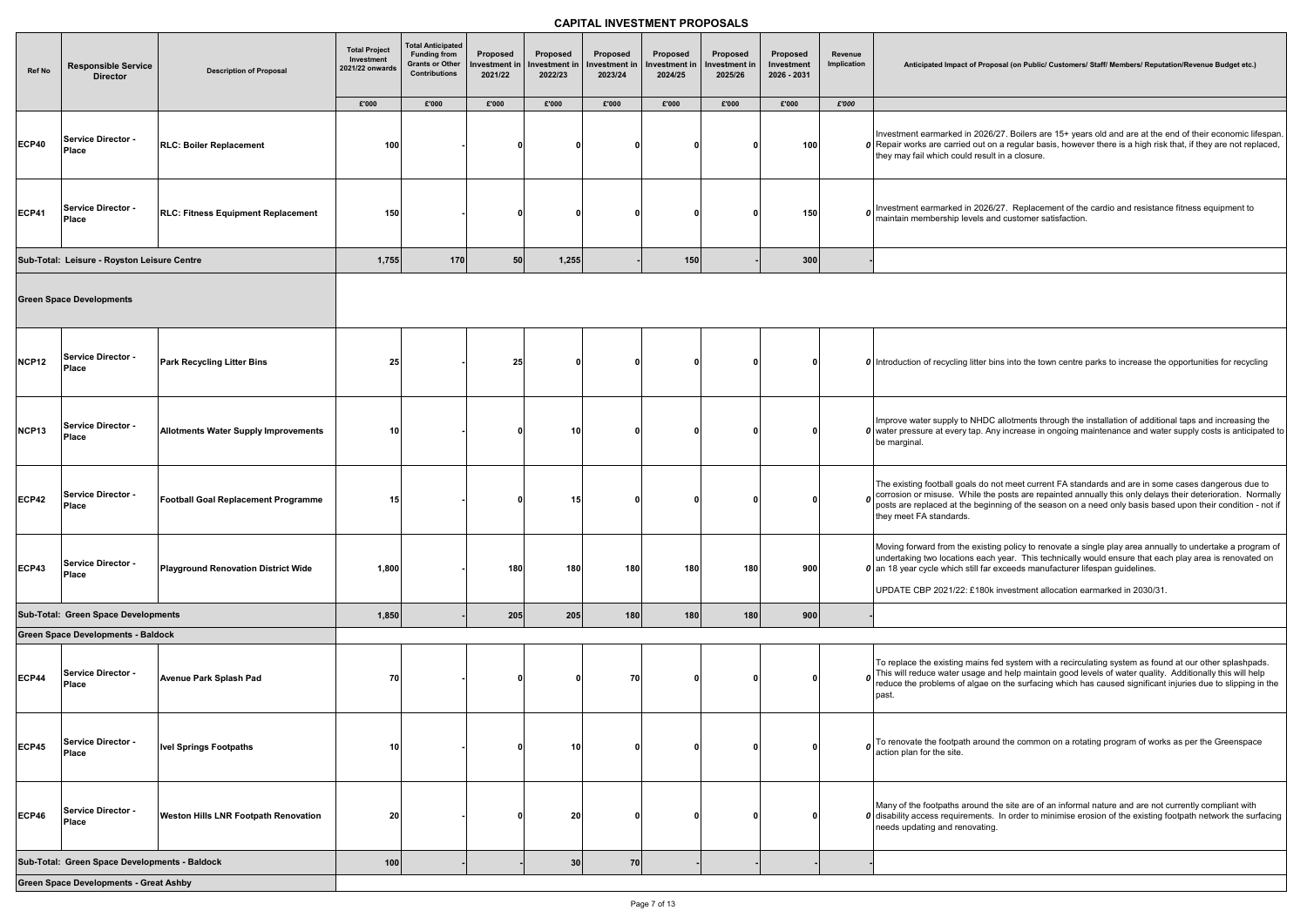# CAPITAL INVESTMENT PROPOSALS

| Ref No | Responsible Service Director | Description of Proposal | Total Project Investment 2021/22 onwards | Total Anticipated Funding from Grants or Other Contributions | Proposed Investment in 2021/22 | Proposed Investment in 2022/23 | Proposed Investment in 2023/24 | Proposed Investment in 2024/25 | Proposed Investment in 2025/26 | Proposed Investment 2026 - 2031 | Revenue Implication | Anticipated Impact of Proposal (on Public/ Customers/ Staff/ Members/ Reputation/Revenue Budget etc.) |
|---|---|---|---|---|---|---|---|---|---|---|---|---|
| | | | £'000 | £'000 | £'000 | £'000 | £'000 | £'000 | £'000 | £'000 | £'000 | |
| ECP40 | Service Director - Place | RLC: Boiler Replacement | 100 | - | 0 | 0 | 0 | 0 | 0 | 100 | 0 | Investment earmarked in 2026/27. Boilers are 15+ years old and are at the end of their economic lifespan. Repair works are carried out on a regular basis, however there is a high risk that, if they are not replaced, they may fail which could result in a closure. |
| ECP41 | Service Director - Place | RLC: Fitness Equipment Replacement | 150 | - | 0 | 0 | 0 | 0 | 0 | 150 | 0 | Investment earmarked in 2026/27. Replacement of the cardio and resistance fitness equipment to maintain membership levels and customer satisfaction. |
| Sub-Total: Leisure - Royston Leisure Centre | | | 1,755 | 170 | 50 | 1,255 | - | 150 | - | 300 | - | |
| **Green Space Developments** | | | | | | | | | | | | |
| NCP12 | Service Director - Place | Park Recycling Litter Bins | 25 | - | 25 | 0 | 0 | 0 | 0 | 0 | 0 | Introduction of recycling litter bins into the town centre parks to increase the opportunities for recycling |
| NCP13 | Service Director - Place | Allotments Water Supply Improvements | 10 | - | 0 | 10 | 0 | 0 | 0 | 0 | 0 | Improve water supply to NHDC allotments through the installation of additional taps and increasing the water pressure at every tap. Any increase in ongoing maintenance and water supply costs is anticipated to be marginal. |
| ECP42 | Service Director - Place | Football Goal Replacement Programme | 15 | - | 0 | 15 | 0 | 0 | 0 | 0 | 0 | The existing football goals do not meet current FA standards and are in some cases dangerous due to corrosion or misuse. While the posts are repainted annually this only delays their deterioration. Normally posts are replaced at the beginning of the season on a need only basis based upon their condition - not if they meet FA standards. |
| ECP43 | Service Director - Place | Playground Renovation District Wide | 1,800 | - | 180 | 180 | 180 | 180 | 180 | 900 | 0 | Moving forward from the existing policy to renovate a single play area annually to undertake a program of undertaking two locations each year. This technically would ensure that each play area is renovated on an 18 year cycle which still far exceeds manufacturer lifespan guidelines.<br><br>UPDATE CBP 2021/22: £180k investment allocation earmarked in 2030/31. |
| Sub-Total: Green Space Developments | | | 1,850 | - | 205 | 205 | 180 | 180 | 180 | 900 | - | |
| **Green Space Developments - Baldock** | | | | | | | | | | | | |
| ECP44 | Service Director - Place | Avenue Park Splash Pad | 70 | - | 0 | 0 | 70 | 0 | 0 | 0 | 0 | To replace the existing mains fed system with a recirculating system as found at our other splashpads. This will reduce water usage and help maintain good levels of water quality. Additionally this will help reduce the problems of algae on the surfacing which has caused significant injuries due to slipping in the past. |
| ECP45 | Service Director - Place | Ivel Springs Footpaths | 10 | - | 0 | 10 | 0 | 0 | 0 | 0 | 0 | To renovate the footpath around the common on a rotating program of works as per the Greenspace action plan for the site. |
| ECP46 | Service Director - Place | Weston Hills LNR Footpath Renovation | 20 | - | 0 | 20 | 0 | 0 | 0 | 0 | 0 | Many of the footpaths around the site are of an informal nature and are not currently compliant with disability access requirements. In order to minimise erosion of the existing footpath network the surfacing needs updating and renovating. |
| Sub-Total: Green Space Developments - Baldock | | | 100 | - | - | 30 | 70 | - | - | - | - | |
| **Green Space Developments - Great Ashby** | | | | | | | | | | | | |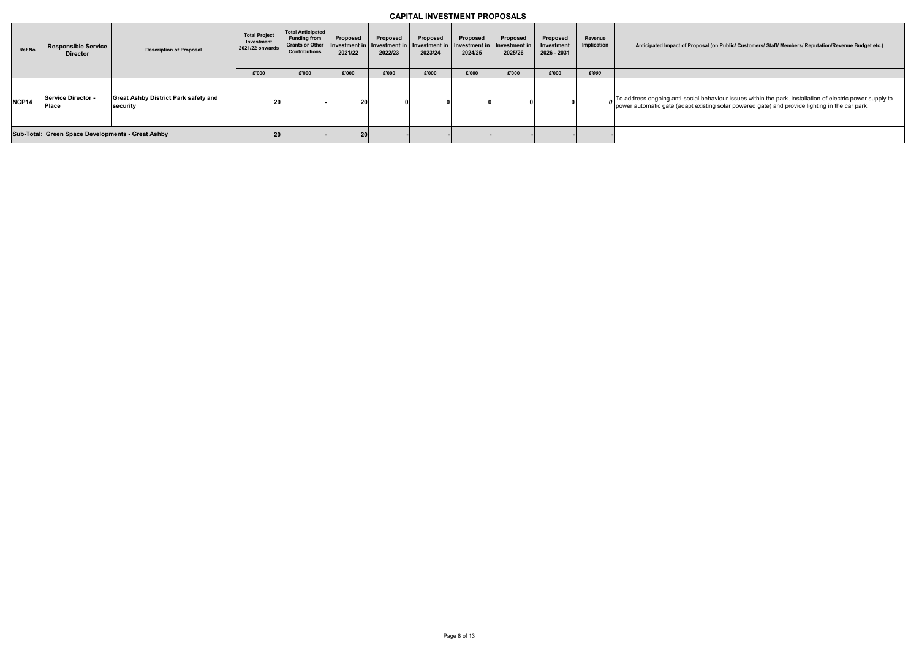# CAPITAL INVESTMENT PROPOSALS

| Ref No | Responsible Service Director | Description of Proposal | Total Project Investment 2021/22 onwards | Total Anticipated Funding from Grants or Other Contributions | Proposed Investment in 2021/22 | Proposed Investment in 2022/23 | Proposed Investment in 2023/24 | Proposed Investment in 2024/25 | Proposed Investment in 2025/26 | Proposed Investment 2026 - 2031 | Revenue Implication | Anticipated Impact of Proposal (on Public/ Customers/ Staff/ Members/ Reputation/Revenue Budget etc.) |
|---|---|---|---|---|---|---|---|---|---|---|---|---|
| | | | £'000 | £'000 | £'000 | £'000 | £'000 | £'000 | £'000 | £'000 | *£'000* | |
| **NCP14** | **Service Director - Place** | **Great Ashby District Park safety and security** | **20** | - | **20** | **0** | **0** | **0** | **0** | **0** | *0* | To address ongoing anti-social behaviour issues within the park, installation of electric power supply to power automatic gate (adapt existing solar powered gate) and provide lighting in the car park. |
| **Sub-Total: Green Space Developments - Great Ashby** | | | **20** | - | **20** | - | - | - | - | - | - | |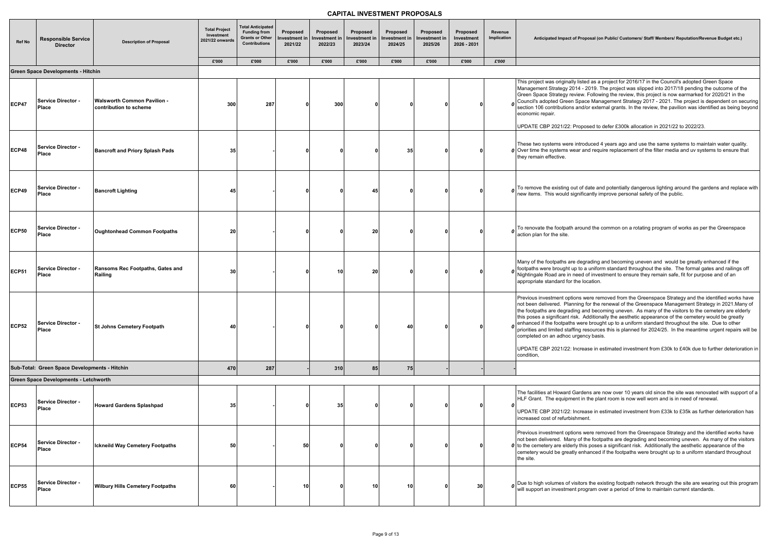# CAPITAL INVESTMENT PROPOSALS

| Ref No | Responsible Service Director | Description of Proposal | Total Project Investment 2021/22 onwards | Total Anticipated Funding from Grants or Other Contributions | Proposed Investment in 2021/22 | Proposed Investment in 2022/23 | Proposed Investment in 2023/24 | Proposed Investment in 2024/25 | Proposed Investment in 2025/26 | Proposed Investment 2026 - 2031 | Revenue Implication | Anticipated Impact of Proposal (on Public/ Customers/ Staff/ Members/ Reputation/Revenue Budget etc.) |
|---|---|---|---|---|---|---|---|---|---|---|---|---|
| | | | £'000 | £'000 | £'000 | £'000 | £'000 | £'000 | £'000 | £'000 | £'000 | |
| **Green Space Developments - Hitchin** | | | | | | | | | | | | |
| ECP47 | Service Director - Place | Walsworth Common Pavilion - contribution to scheme | 300 | 287 | 0 | 300 | 0 | 0 | 0 | 0 | 0 | This project was originally listed as a project for 2016/17 in the Council's adopted Green Space Management Strategy 2014 - 2019. The project was slipped into 2017/18 pending the outcome of the Green Space Strategy review. Following the review, this project is now earmarked for 2020/21 in the Council's adopted Green Space Management Strategy 2017 - 2021. The project is dependent on securing section 106 contributions and/or external grants. In the review, the pavilion was identified as being beyond economic repair. UPDATE CBP 2021/22: Proposed to defer £300k allocation in 2021/22 to 2022/23. |
| ECP48 | Service Director - Place | Bancroft and Priory Splash Pads | 35 | - | 0 | 0 | 0 | 35 | 0 | 0 | 0 | These two systems were introduced 4 years ago and use the same systems to maintain water quality. Over time the systems wear and require replacement of the filter media and uv systems to ensure that they remain effective. |
| ECP49 | Service Director - Place | Bancroft Lighting | 45 | - | 0 | 0 | 45 | 0 | 0 | 0 | 0 | To remove the existing out of date and potentially dangerous lighting around the gardens and replace with new items. This would significantly improve personal safety of the public. |
| ECP50 | Service Director - Place | Oughtonhead Common Footpaths | 20 | - | 0 | 0 | 20 | 0 | 0 | 0 | 0 | To renovate the footpath around the common on a rotating program of works as per the Greenspace action plan for the site. |
| ECP51 | Service Director - Place | Ransoms Rec Footpaths, Gates and Railing | 30 | - | 0 | 10 | 20 | 0 | 0 | 0 | 0 | Many of the footpaths are degrading and becoming uneven and would be greatly enhanced if the footpaths were brought up to a uniform standard throughout the site. The formal gates and railings off Nightingale Road are in need of investment to ensure they remain safe, fit for purpose and of an appropriate standard for the location. |
| ECP52 | Service Director - Place | St Johns Cemetery Footpath | 40 | - | 0 | 0 | 0 | 40 | 0 | 0 | 0 | Previous investment options were removed from the Greenspace Strategy and the identified works have not been delivered. Planning for the renewal of the Greenspace Management Strategy in 2021.Many of the footpaths are degrading and becoming uneven. As many of the visitors to the cemetery are elderly this poses a significant risk. Additionally the aesthetic appearance of the cemetery would be greatly enhanced if the footpaths were brought up to a uniform standard throughout the site. Due to other priorities and limited staffing resources this is planned for 2024/25. In the meantime urgent repairs will be completed on an adhoc urgency basis. UPDATE CBP 2021/22: Increase in estimated investment from £30k to £40k due to further deterioration in condition, |
| **Sub-Total: Green Space Developments - Hitchin** | | | 470 | 287 | - | 310 | 85 | 75 | - | - | - | |
| **Green Space Developments - Letchworth** | | | | | | | | | | | | |
| ECP53 | Service Director - Place | Howard Gardens Splashpad | 35 | - | 0 | 35 | 0 | 0 | 0 | 0 | 0 | The facilities at Howard Gardens are now over 10 years old since the site was renovated with support of a HLF Grant. The equipment in the plant room is now well worn and is in need of renewal. UPDATE CBP 2021/22: Increase in estimated investment from £33k to £35k as further deterioration has increased cost of refurbishment. |
| ECP54 | Service Director - Place | Ickneild Way Cemetery Footpaths | 50 | - | 50 | 0 | 0 | 0 | 0 | 0 | 0 | Previous investment options were removed from the Greenspace Strategy and the identified works have not been delivered. Many of the footpaths are degrading and becoming uneven. As many of the visitors to the cemetery are elderly this poses a significant risk. Additionally the aesthetic appearance of the cemetery would be greatly enhanced if the footpaths were brought up to a uniform standard throughout the site. |
| ECP55 | Service Director - Place | Wilbury Hills Cemetery Footpaths | 60 | - | 10 | 0 | 10 | 10 | 0 | 30 | 0 | Due to high volumes of visitors the existing footpath network through the site are wearing out this program will support an investment program over a period of time to maintain current standards. |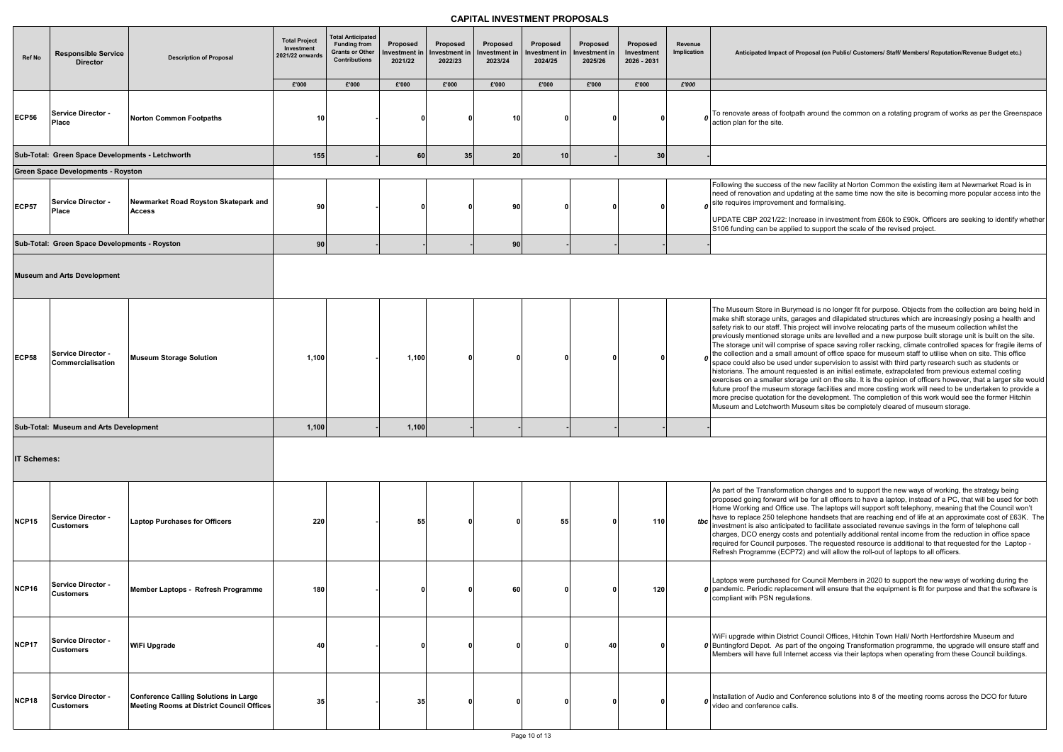# CAPITAL INVESTMENT PROPOSALS

| Ref No | Responsible Service Director | Description of Proposal | Total Project Investment 2021/22 onwards | Total Anticipated Funding from Grants or Other Contributions | Proposed Investment in 2021/22 | Proposed Investment in 2022/23 | Proposed Investment in 2023/24 | Proposed Investment in 2024/25 | Proposed Investment in 2025/26 | Proposed Investment 2026 - 2031 | Revenue Implication | Anticipated Impact of Proposal (on Public/ Customers/ Staff/ Members/ Reputation/Revenue Budget etc.) |
|---|---|---|---|---|---|---|---|---|---|---|---|---|
| | | | £'000 | £'000 | £'000 | £'000 | £'000 | £'000 | £'000 | £'000 | £'000 | |
| ECP56 | Service Director - Place | Norton Common Footpaths | 10 | - | 0 | 0 | 10 | 0 | 0 | 0 | *0* | To renovate areas of footpath around the common on a rotating program of works as per the Greenspace action plan for the site. |
| **Sub-Total: Green Space Developments - Letchworth** | | | **155** | **-** | **60** | **35** | **20** | **10** | **-** | **30** | **-** | |
| **Green Space Developments - Royston** | | | | | | | | | | | | |
| ECP57 | Service Director - Place | Newmarket Road Royston Skatepark and Access | 90 | - | 0 | 0 | 90 | 0 | 0 | 0 | *0* | Following the success of the new facility at Norton Common the existing item at Newmarket Road is in need of renovation and updating at the same time now the site is becoming more popular access into the site requires improvement and formalising.<br><br>UPDATE CBP 2021/22: Increase in investment from £60k to £90k. Officers are seeking to identify whether S106 funding can be applied to support the scale of the revised project. |
| **Sub-Total: Green Space Developments - Royston** | | | **90** | **-** | **-** | **-** | **90** | **-** | **-** | **-** | **-** | |
| **Museum and Arts Development** | | | | | | | | | | | | |
| ECP58 | Service Director - Commercialisation | Museum Storage Solution | 1,100 | - | 1,100 | 0 | 0 | 0 | 0 | 0 | *0* | The Museum Store in Burymead is no longer fit for purpose. Objects from the collection are being held in make shift storage units, garages and dilapidated structures which are increasingly posing a health and safety risk to our staff. This project will involve relocating parts of the museum collection whilst the previously mentioned storage units are levelled and a new purpose built storage unit is built on the site. The storage unit will comprise of space saving roller racking, climate controlled spaces for fragile items of the collection and a small amount of office space for museum staff to utilise when on site. This office space could also be used under supervision to assist with third party research such as students or historians. The amount requested is an initial estimate, extrapolated from previous external costing exercises on a smaller storage unit on the site. It is the opinion of officers however, that a larger site would future proof the museum storage facilities and more costing work will need to be undertaken to provide a more precise quotation for the development. The completion of this work would see the former Hitchin Museum and Letchworth Museum sites be completely cleared of museum storage. |
| **Sub-Total: Museum and Arts Development** | | | **1,100** | **-** | **1,100** | **-** | **-** | **-** | **-** | **-** | **-** | |
| **IT Schemes:** | | | | | | | | | | | | |
| NCP15 | Service Director - Customers | Laptop Purchases for Officers | 220 | - | 55 | 0 | 0 | 55 | 0 | 110 | *tbc* | As part of the Transformation changes and to support the new ways of working, the strategy being proposed going forward will be for all officers to have a laptop, instead of a PC, that will be used for both Home Working and Office use. The laptops will support soft telephony, meaning that the Council won't have to replace 250 telephone handsets that are reaching end of life at an approximate cost of £63K. The investment is also anticipated to facilitate associated revenue savings in the form of telephone call charges, DCO energy costs and potentially additional rental income from the reduction in office space required for Council purposes. The requested resource is additional to that requested for the Laptop - Refresh Programme (ECP72) and will allow the roll-out of laptops to all officers. |
| NCP16 | Service Director - Customers | Member Laptops - Refresh Programme | 180 | - | 0 | 0 | 60 | 0 | 0 | 120 | *0* | Laptops were purchased for Council Members in 2020 to support the new ways of working during the pandemic. Periodic replacement will ensure that the equipment is fit for purpose and that the software is compliant with PSN regulations. |
| NCP17 | Service Director - Customers | WiFi Upgrade | 40 | - | 0 | 0 | 0 | 0 | 40 | 0 | *0* | WiFi upgrade within District Council Offices, Hitchin Town Hall/ North Hertfordshire Museum and Buntingford Depot. As part of the ongoing Transformation programme, the upgrade will ensure staff and Members will have full Internet access via their laptops when operating from these Council buildings. |
| NCP18 | Service Director - Customers | Conference Calling Solutions in Large Meeting Rooms at District Council Offices | 35 | - | 35 | 0 | 0 | 0 | 0 | 0 | *0* | Installation of Audio and Conference solutions into 8 of the meeting rooms across the DCO for future video and conference calls. |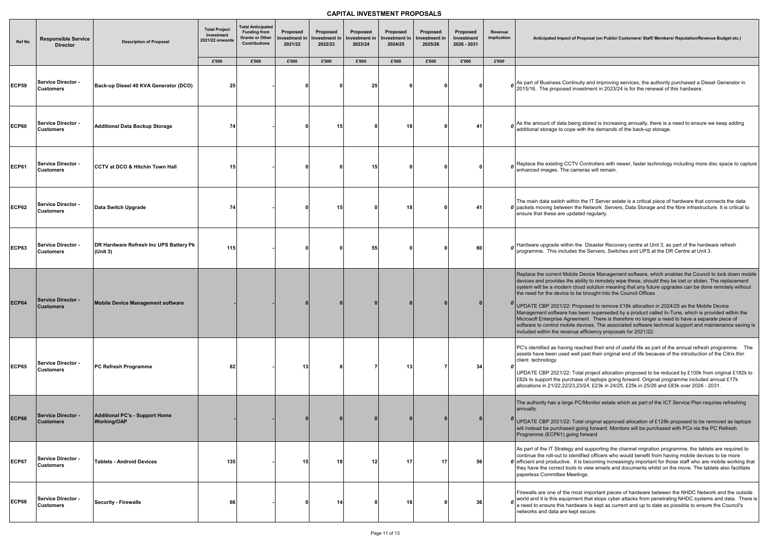# CAPITAL INVESTMENT PROPOSALS

| Ref No | Responsible Service Director | Description of Proposal | Total Project Investment 2021/22 onwards | Total Anticipated Funding from Grants or Other Contributions | Proposed Investment in 2021/22 | Proposed Investment in 2022/23 | Proposed Investment in 2023/24 | Proposed Investment in 2024/25 | Proposed Investment in 2025/26 | Proposed Investment 2026 - 2031 | Revenue Implication | Anticipated Impact of Proposal (on Public/ Customers/ Staff/ Members/ Reputation/Revenue Budget etc.) |
|---|---|---|---|---|---|---|---|---|---|---|---|---|
| | | | £'000 | £'000 | £'000 | £'000 | £'000 | £'000 | £'000 | £'000 | £'000 | |
| ECP59 | Service Director - Customers | Back-up Diesel 40 KVA Generator (DCO) | 25 | - | 0 | 0 | 25 | 0 | 0 | 0 | 0 | As part of Business Continuity and improving services, the authority purchased a Diesel Generator in 2015/16. The proposed investment in 2023/24 is for the renewal of this hardware. |
| ECP60 | Service Director - Customers | Additional Data Backup Storage | 74 | - | 0 | 15 | 0 | 18 | 0 | 41 | 0 | As the amount of data being stored is increasing annually, there is a need to ensure we keep adding additional storage to cope with the demands of the back-up storage. |
| ECP61 | Service Director - Customers | CCTV at DCO & Hitchin Town Hall | 15 | - | 0 | 0 | 15 | 0 | 0 | 0 | 0 | Replace the existing CCTV Controllers with newer, faster technology including more disc space to capture enhanced images. The cameras will remain. |
| ECP62 | Service Director - Customers | Data Switch Upgrade | 74 | - | 0 | 15 | 0 | 18 | 0 | 41 | 0 | The main data switch within the IT Server estate is a critical piece of hardware that connects the data packets moving between the Network Servers, Data Storage and the fibre infrastructure. It is critical to ensure that these are updated regularly. |
| ECP63 | Service Director - Customers | DR Hardware Refresh Inc UPS Battery Pk (Unit 3) | 115 | - | 0 | 0 | 55 | 0 | 0 | 60 | 0 | Hardware upgrade within the Disaster Recovery centre at Unit 3, as part of the hardware refresh programme. This includes the Servers, Switches and UPS at the DR Centre at Unit 3. |
| ECP64 | Service Director - Customers | Mobile Device Management software | - | - | 0 | 0 | 0 | 0 | 0 | 0 | 0 | Replace the current Mobile Device Management software, which enables the Council to lock down mobile devices and provides the ability to remotely wipe these, should they be lost or stolen. The replacement system will be a modern cloud solution meaning that any future upgrades can be done remotely without the need for the device to be brought into the Council Offices<br><br>UPDATE CBP 2021/22: Proposed to remove £18k allocation in 2024/25 as the Mobile Device Management software has been superseded by a product called In-Tune, which is provided within the Microsoft Enterprise Agreement. There is therefore no longer a need to have a separate piece of software to control mobile devices. The associated software technical support and maintenance saving is included within the revenue efficiency proposals for 2021/22. |
| ECP65 | Service Director - Customers | PC Refresh Programme | 82 | - | 13 | 8 | 7 | 13 | 7 | 34 | 0 | PC's identified as having reached their end of useful life as part of the annual refresh programme. The assets have been used well past their original end of life because of the introduction of the Citrix thin client technology.<br><br>UPDATE CBP 2021/22: Total project allocation proposed to be reduced by £100k from original £182k to £82k to support the purchase of laptops going forward. Original programme included annual £17k allocations in 21/22,22/23,23/24, £23k in 24/25, £25k in 25/26 and £83k over 2026 - 2031. |
| ECP66 | Service Director - Customers | Additional PC's - Support Home Working/OAP | - | - | 0 | 0 | 0 | 0 | 0 | 0 | 0 | The authority has a large PC/Monitor estate which as part of the ICT Service Plan requires refreshing annually.<br><br>UPDATE CBP 2021/22: Total original approved allocation of £128k proposed to be removed as laptops will instead be purchased going forward. Monitors will be purchased with PCs via the PC Refresh Programme (ECP61) going forward |
| ECP67 | Service Director - Customers | Tablets - Android Devices | 135 | - | 15 | 18 | 12 | 17 | 17 | 56 | 0 | As part of the IT Strategy and supporting the channel migration programme, the tablets are required to continue the roll-out to identified officers who would benefit from having mobile devices to be more efficient and productive. It is becoming increasingly important for those staff who are mobile working that they have the correct tools to view emails and documents whilst on the move. The tablets also facilitate paperless Committee Meetings. |
| ECP68 | Service Director - Customers | Security - Firewalls | 66 | - | 0 | 14 | 0 | 16 | 0 | 36 | 0 | Firewalls are one of the most important pieces of hardware between the NHDC Network and the outside world and it is this equipment that stops cyber attacks from penetrating NHDC systems and data. There is a need to ensure this hardware is kept as current and up to date as possible to ensure the Council's networks and data are kept secure. |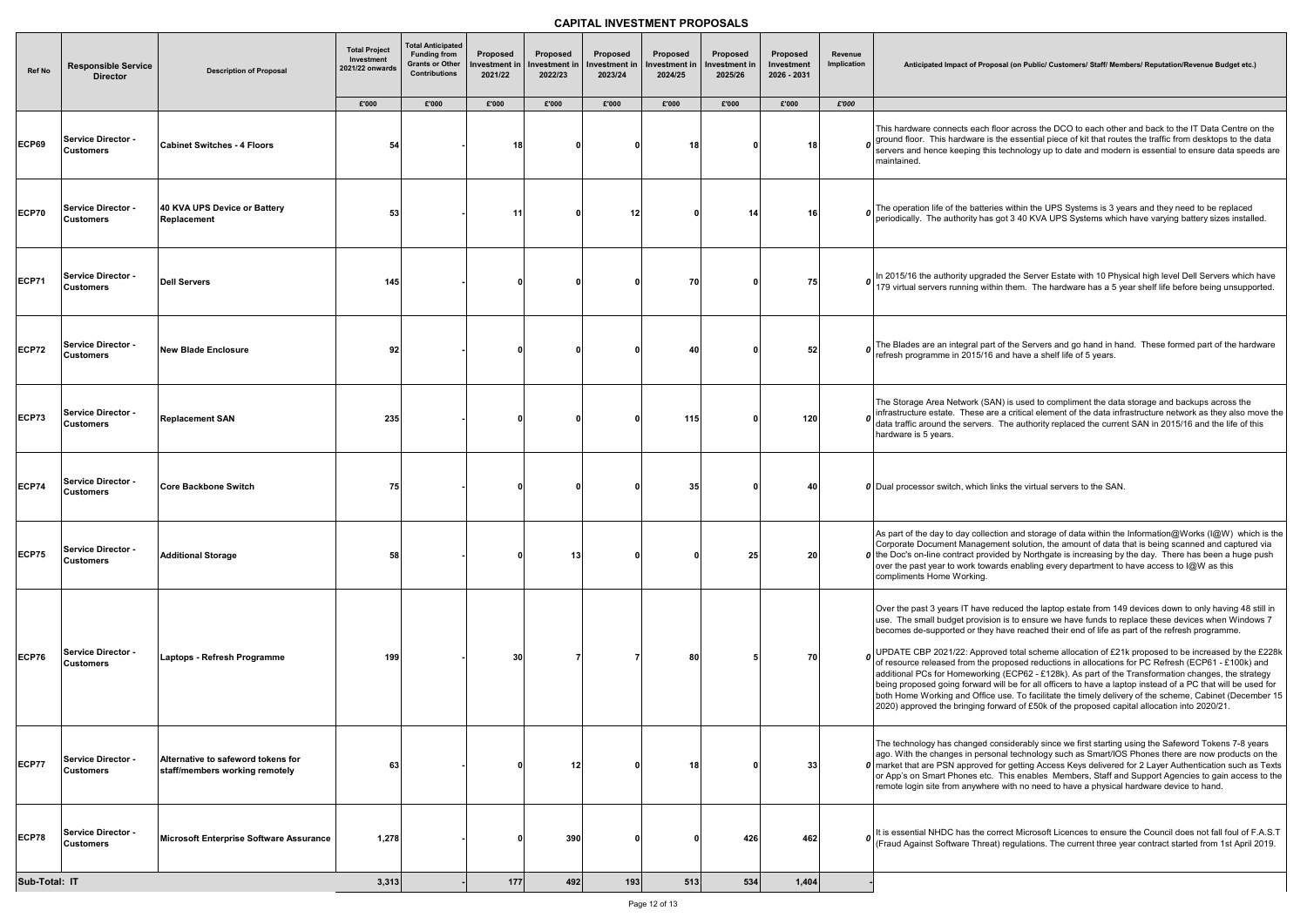# CAPITAL INVESTMENT PROPOSALS

| Ref No | Responsible Service Director | Description of Proposal | Total Project Investment 2021/22 onwards | Total Anticipated Funding from Grants or Other Contributions | Proposed Investment in 2021/22 | Proposed Investment in 2022/23 | Proposed Investment in 2023/24 | Proposed Investment in 2024/25 | Proposed Investment in 2025/26 | Proposed Investment 2026 - 2031 | Revenue Implication | Anticipated Impact of Proposal (on Public/ Customers/ Staff/ Members/ Reputation/Revenue Budget etc.) |
|---|---|---|---|---|---|---|---|---|---|---|---|---|
| | | | £'000 | £'000 | £'000 | £'000 | £'000 | £'000 | £'000 | £'000 | £'000 | |
| ECP69 | Service Director - Customers | Cabinet Switches - 4 Floors | 54 | - | 18 | 0 | 0 | 18 | 0 | 18 | 0 | This hardware connects each floor across the DCO to each other and back to the IT Data Centre on the ground floor. This hardware is the essential piece of kit that routes the traffic from desktops to the data servers and hence keeping this technology up to date and modern is essential to ensure data speeds are maintained. |
| ECP70 | Service Director - Customers | 40 KVA UPS Device or Battery Replacement | 53 | - | 11 | 0 | 12 | 0 | 14 | 16 | 0 | The operation life of the batteries within the UPS Systems is 3 years and they need to be replaced periodically. The authority has got 3 40 KVA UPS Systems which have varying battery sizes installed. |
| ECP71 | Service Director - Customers | Dell Servers | 145 | - | 0 | 0 | 0 | 70 | 0 | 75 | 0 | In 2015/16 the authority upgraded the Server Estate with 10 Physical high level Dell Servers which have 179 virtual servers running within them. The hardware has a 5 year shelf life before being unsupported. |
| ECP72 | Service Director - Customers | New Blade Enclosure | 92 | - | 0 | 0 | 0 | 40 | 0 | 52 | 0 | The Blades are an integral part of the Servers and go hand in hand. These formed part of the hardware refresh programme in 2015/16 and have a shelf life of 5 years. |
| ECP73 | Service Director - Customers | Replacement SAN | 235 | - | 0 | 0 | 0 | 115 | 0 | 120 | 0 | The Storage Area Network (SAN) is used to compliment the data storage and backups across the infrastructure estate. These are a critical element of the data infrastructure network as they also move the data traffic around the servers. The authority replaced the current SAN in 2015/16 and the life of this hardware is 5 years. |
| ECP74 | Service Director - Customers | Core Backbone Switch | 75 | - | 0 | 0 | 0 | 35 | 0 | 40 | 0 | Dual processor switch, which links the virtual servers to the SAN. |
| ECP75 | Service Director - Customers | Additional Storage | 58 | - | 0 | 13 | 0 | 0 | 25 | 20 | 0 | As part of the day to day collection and storage of data within the Information@Works (I@W) which is the Corporate Document Management solution, the amount of data that is being scanned and captured via the Doc's on-line contract provided by Northgate is increasing by the day. There has been a huge push over the past year to work towards enabling every department to have access to I@W as this compliments Home Working. |
| ECP76 | Service Director - Customers | Laptops - Refresh Programme | 199 | - | 30 | 7 | 7 | 80 | 5 | 70 | 0 | Over the past 3 years IT have reduced the laptop estate from 149 devices down to only having 48 still in use. The small budget provision is to ensure we have funds to replace these devices when Windows 7 becomes de-supported or they have reached their end of life as part of the refresh programme.<br><br>UPDATE CBP 2021/22: Approved total scheme allocation of £21k proposed to be increased by the £228k of resource released from the proposed reductions in allocations for PC Refresh (ECP61 - £100k) and additional PCs for Homeworking (ECP62 - £128k). As part of the Transformation changes, the strategy being proposed going forward will be for all officers to have a laptop instead of a PC that will be used for both Home Working and Office use. To facilitate the timely delivery of the scheme, Cabinet (December 15 2020) approved the bringing forward of £50k of the proposed capital allocation into 2020/21. |
| ECP77 | Service Director - Customers | Alternative to safeword tokens for staff/members working remotely | 63 | - | 0 | 12 | 0 | 18 | 0 | 33 | 0 | The technology has changed considerably since we first starting using the Safeword Tokens 7-8 years ago. With the changes in personal technology such as Smart/IOS Phones there are now products on the market that are PSN approved for getting Access Keys delivered for 2 Layer Authentication such as Texts or App's on Smart Phones etc. This enables Members, Staff and Support Agencies to gain access to the remote login site from anywhere with no need to have a physical hardware device to hand. |
| ECP78 | Service Director - Customers | Microsoft Enterprise Software Assurance | 1,278 | - | 0 | 390 | 0 | 0 | 426 | 462 | 0 | It is essential NHDC has the correct Microsoft Licences to ensure the Council does not fall foul of F.A.S.T (Fraud Against Software Threat) regulations. The current three year contract started from 1st April 2019. |
| Sub-Total: IT | | | 3,313 | - | 177 | 492 | 193 | 513 | 534 | 1,404 | - | |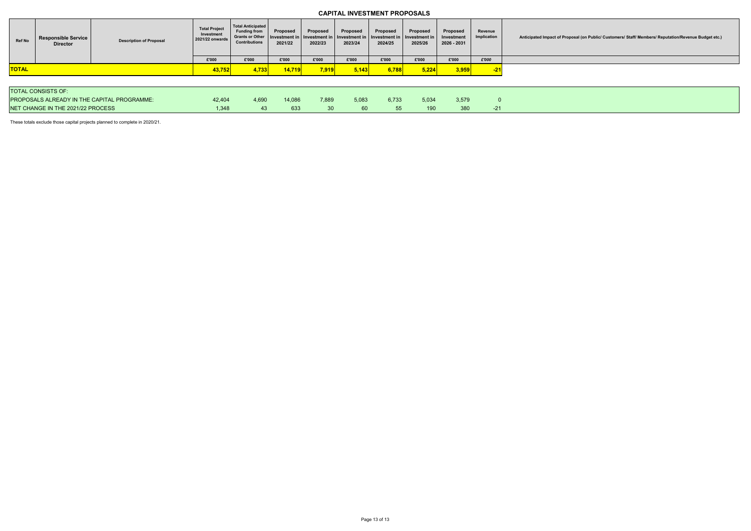# CAPITAL INVESTMENT PROPOSALS

| Ref No | Responsible Service Director | Description of Proposal | Total Project Investment 2021/22 onwards | Total Anticipated Funding from Grants or Other Contributions | Proposed Investment in 2021/22 | Proposed Investment in 2022/23 | Proposed Investment in 2023/24 | Proposed Investment in 2024/25 | Proposed Investment in 2025/26 | Proposed Investment 2026 - 2031 | Revenue Implication | Anticipated Impact of Proposal (on Public/ Customers/ Staff/ Members/ Reputation/Revenue Budget etc.) |
|---|---|---|---|---|---|---|---|---|---|---|---|---|
| | | | £'000 | £'000 | £'000 | £'000 | £'000 | £'000 | £'000 | £'000 | £'000 | |
| **TOTAL** | | | **43,752** | **4,733** | **14,719** | **7,919** | **5,143** | **6,788** | **5,224** | **3,959** | **-21** | |

| | | | | | | | | | |
|---|---|---|---|---|---|---|---|---|---|
| TOTAL CONSISTS OF: | | | | | | | | | |
| PROPOSALS ALREADY IN THE CAPITAL PROGRAMME: | 42,404 | 4,690 | 14,086 | 7,889 | 5,083 | 6,733 | 5,034 | 3,579 | 0 |
| NET CHANGE IN THE 2021/22 PROCESS | 1,348 | 43 | 633 | 30 | 60 | 55 | 190 | 380 | -21 |

These totals exclude those capital projects planned to complete in 2020/21.